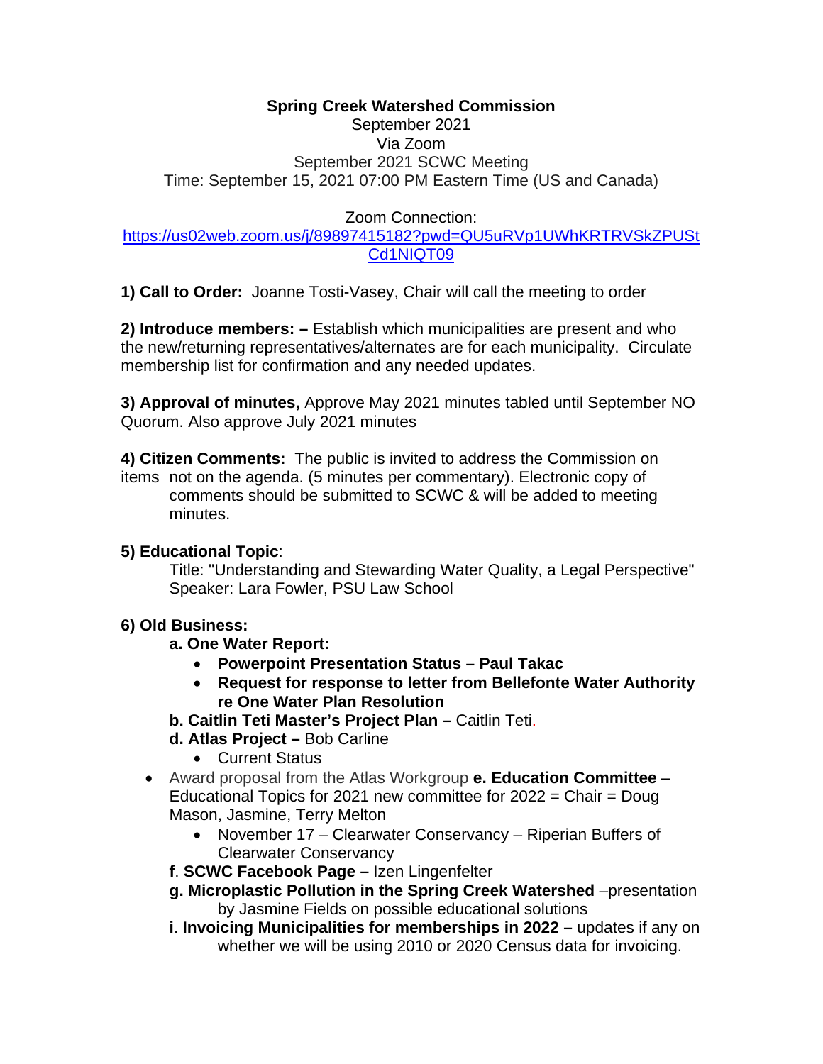**Spring Creek Watershed Commission**

September 2021

Via Zoom

September 2021 SCWC Meeting

Time: September 15, 2021 07:00 PM Eastern Time (US and Canada)

Zoom Connection:

https://us02web.zoom.us/j/89897415182?pwd=QU5uRVp1UWhKRTRVSkZPUStCd1NIQT09

**1) Call to Order:** Joanne Tosti-Vasey, Chair will call the meeting to order

**2) Introduce members: –** Establish which municipalities are present and who the new/returning representatives/alternates are for each municipality. Circulate membership list for confirmation and any needed updates.

**3) Approval of minutes,** Approve May 2021 minutes tabled until September NO Quorum. Also approve July 2021 minutes

**4) Citizen Comments:** The public is invited to address the Commission on items not on the agenda. (5 minutes per commentary). Electronic copy of comments should be submitted to SCWC & will be added to meeting minutes.

**5) Educational Topic**:

Title: "Understanding and Stewarding Water Quality, a Legal Perspective"
Speaker: Lara Fowler, PSU Law School

**6) Old Business:**

**a. One Water Report:**

- **Powerpoint Presentation Status – Paul Takac**
- **Request for response to letter from Bellefonte Water Authority re One Water Plan Resolution**

**b. Caitlin Teti Master's Project Plan –** Caitlin Teti.

**d. Atlas Project –** Bob Carline

- Current Status

- Award proposal from the Atlas Workgroup **e. Education Committee** – Educational Topics for 2021 new committee for 2022 = Chair = Doug Mason, Jasmine, Terry Melton
  - November 17 – Clearwater Conservancy – Riperian Buffers of Clearwater Conservancy

**f**. **SCWC Facebook Page –** Izen Lingenfelter

**g. Microplastic Pollution in the Spring Creek Watershed** –presentation by Jasmine Fields on possible educational solutions

**i**. **Invoicing Municipalities for memberships in 2022 –** updates if any on whether we will be using 2010 or 2020 Census data for invoicing.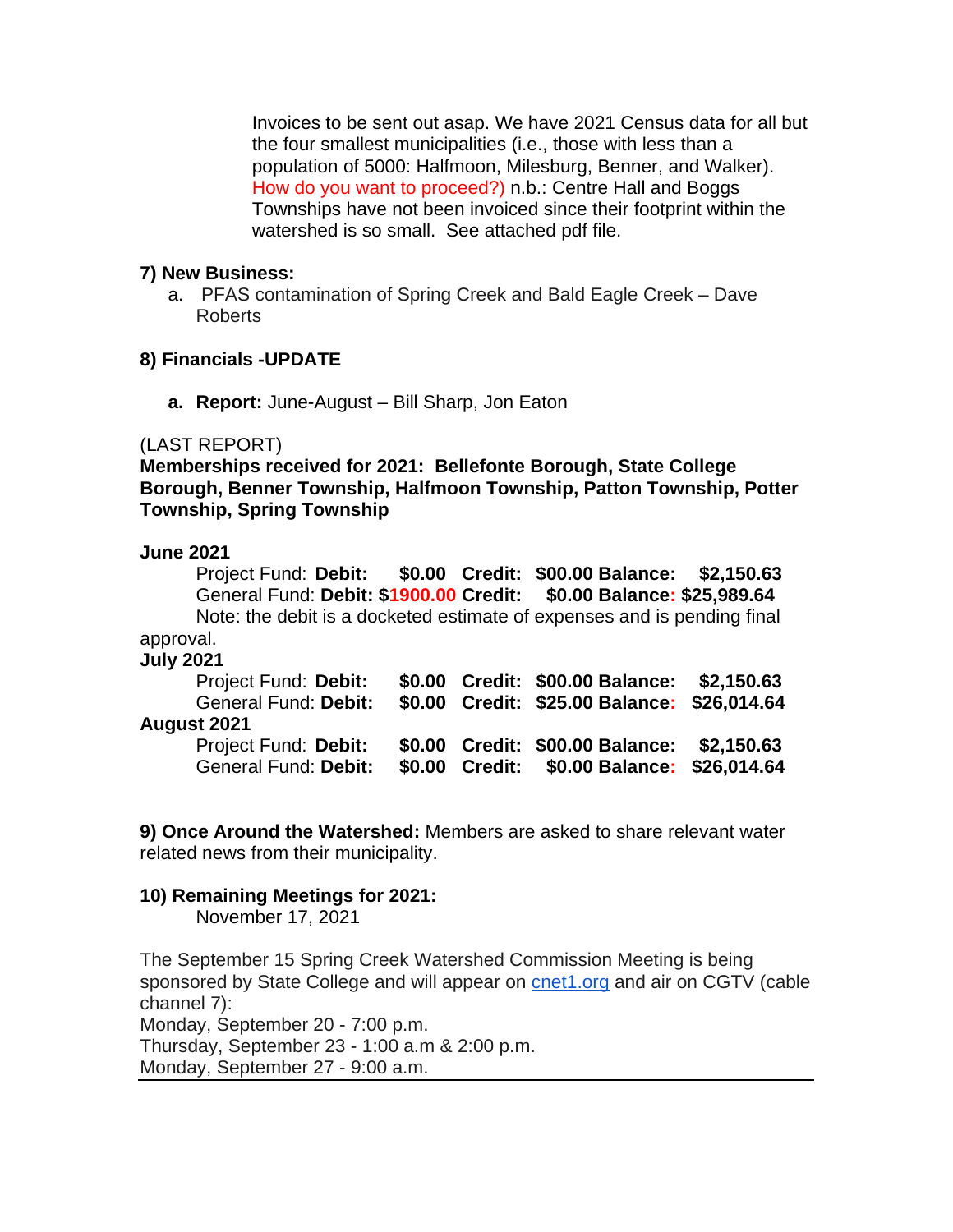Invoices to be sent out asap. We have 2021 Census data for all but the four smallest municipalities (i.e., those with less than a population of 5000: Halfmoon, Milesburg, Benner, and Walker). How do you want to proceed?) n.b.: Centre Hall and Boggs Townships have not been invoiced since their footprint within the watershed is so small. See attached pdf file.

**7) New Business:**

a. PFAS contamination of Spring Creek and Bald Eagle Creek – Dave Roberts

**8) Financials -UPDATE**

a. **Report:** June-August – Bill Sharp, Jon Eaton

(LAST REPORT)

**Memberships received for 2021: Bellefonte Borough, State College Borough, Benner Township, Halfmoon Township, Patton Township, Potter Township, Spring Township**

**June 2021**

Project Fund: **Debit: $0.00 Credit: $00.00 Balance: $2,150.63**
General Fund: **Debit: $1900.00 Credit: $0.00 Balance: $25,989.64**
Note: the debit is a docketed estimate of expenses and is pending final approval.

**July 2021**

Project Fund: **Debit: $0.00 Credit: $00.00 Balance: $2,150.63**
General Fund: **Debit: $0.00 Credit: $25.00 Balance: $26,014.64**

**August 2021**

Project Fund: **Debit: $0.00 Credit: $00.00 Balance: $2,150.63**
General Fund: **Debit: $0.00 Credit: $0.00 Balance: $26,014.64**

**9) Once Around the Watershed:** Members are asked to share relevant water related news from their municipality.

**10) Remaining Meetings for 2021:**

November 17, 2021

The September 15 Spring Creek Watershed Commission Meeting is being sponsored by State College and will appear on cnet1.org and air on CGTV (cable channel 7):
Monday, September 20 - 7:00 p.m.
Thursday, September 23 - 1:00 a.m & 2:00 p.m.
Monday, September 27 - 9:00 a.m.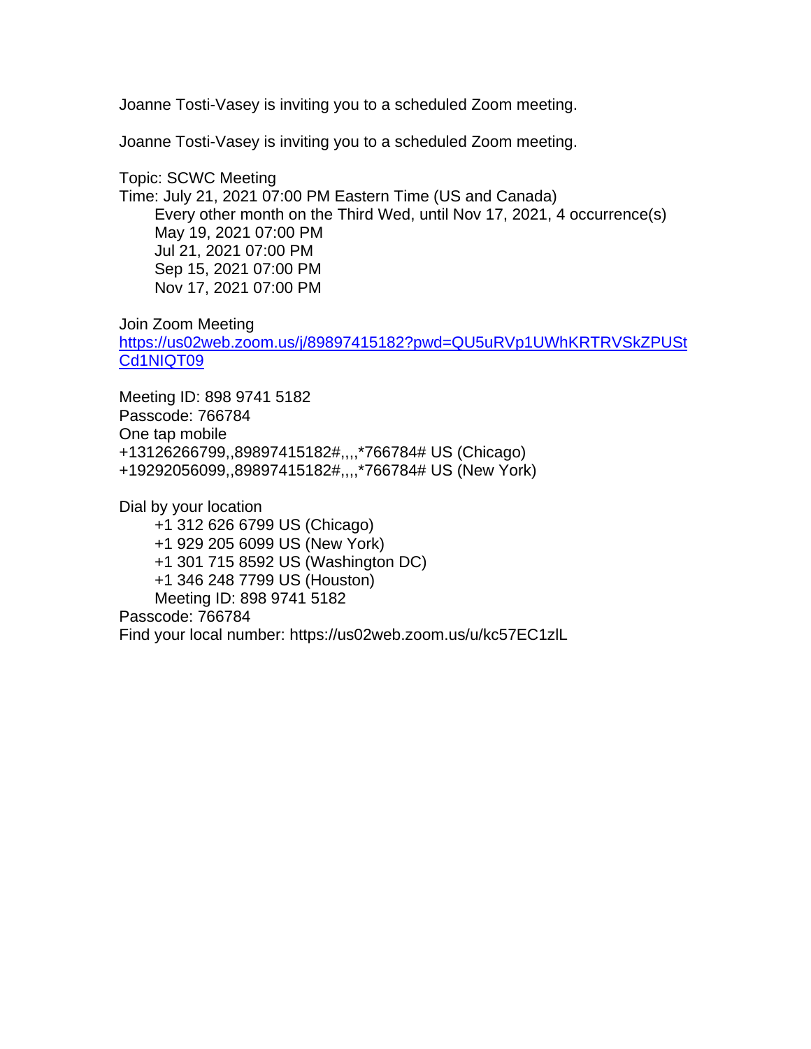Joanne Tosti-Vasey is inviting you to a scheduled Zoom meeting.

Joanne Tosti-Vasey is inviting you to a scheduled Zoom meeting.

Topic: SCWC Meeting
Time: July 21, 2021 07:00 PM Eastern Time (US and Canada)
Every other month on the Third Wed, until Nov 17, 2021, 4 occurrence(s)
May 19, 2021 07:00 PM
Jul 21, 2021 07:00 PM
Sep 15, 2021 07:00 PM
Nov 17, 2021 07:00 PM

Join Zoom Meeting
https://us02web.zoom.us/j/89897415182?pwd=QU5uRVp1UWhKRTRVSkZPUStCd1NIQT09

Meeting ID: 898 9741 5182
Passcode: 766784
One tap mobile
+13126266799,,89897415182#,,,,*766784# US (Chicago)
+19292056099,,89897415182#,,,,*766784# US (New York)

Dial by your location
+1 312 626 6799 US (Chicago)
+1 929 205 6099 US (New York)
+1 301 715 8592 US (Washington DC)
+1 346 248 7799 US (Houston)
Meeting ID: 898 9741 5182
Passcode: 766784
Find your local number: https://us02web.zoom.us/u/kc57EC1zlL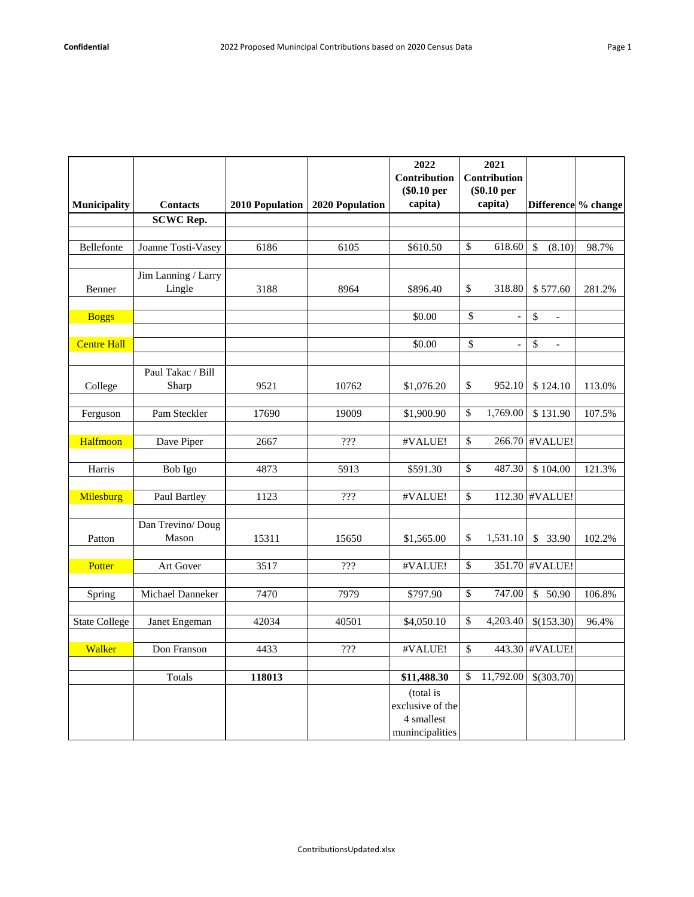| Municipality | Contacts | 2010 Population | 2020 Population | 2022 Contribution ($0.10 per capita) | 2021 Contribution ($0.10 per capita) | Difference | % change |
|---|---|---|---|---|---|---|---|
| | SCWC Rep. | | | | | | |
| Bellefonte | Joanne Tosti-Vasey | 6186 | 6105 | $610.50 | $ 618.60 | $ (8.10) | 98.7% |
| Benner | Jim Lanning / Larry Lingle | 3188 | 8964 | $896.40 | $ 318.80 | $ 577.60 | 281.2% |
| Boggs | | | | $0.00 | $ - | $ - | |
| Centre Hall | | | | $0.00 | $ - | $ - | |
| College | Paul Takac / Bill Sharp | 9521 | 10762 | $1,076.20 | $ 952.10 | $ 124.10 | 113.0% |
| Ferguson | Pam Steckler | 17690 | 19009 | $1,900.90 | $ 1,769.00 | $ 131.90 | 107.5% |
| Halfmoon | Dave Piper | 2667 | ??? | #VALUE! | $ 266.70 | #VALUE! | |
| Harris | Bob Igo | 4873 | 5913 | $591.30 | $ 487.30 | $ 104.00 | 121.3% |
| Milesburg | Paul Bartley | 1123 | ??? | #VALUE! | $ 112.30 | #VALUE! | |
| Patton | Dan Trevino/ Doug Mason | 15311 | 15650 | $1,565.00 | $ 1,531.10 | $ 33.90 | 102.2% |
| Potter | Art Gover | 3517 | ??? | #VALUE! | $ 351.70 | #VALUE! | |
| Spring | Michael Danneker | 7470 | 7979 | $797.90 | $ 747.00 | $ 50.90 | 106.8% |
| State College | Janet Engeman | 42034 | 40501 | $4,050.10 | $ 4,203.40 | $(153.30) | 96.4% |
| Walker | Don Franson | 4433 | ??? | #VALUE! | $ 443.30 | #VALUE! | |
| | Totals | **118013** | | **$11,488.30** | $ 11,792.00 | $(303.70) | |
| | | | | (total is exclusive of the 4 smallest munincipalities | | | |